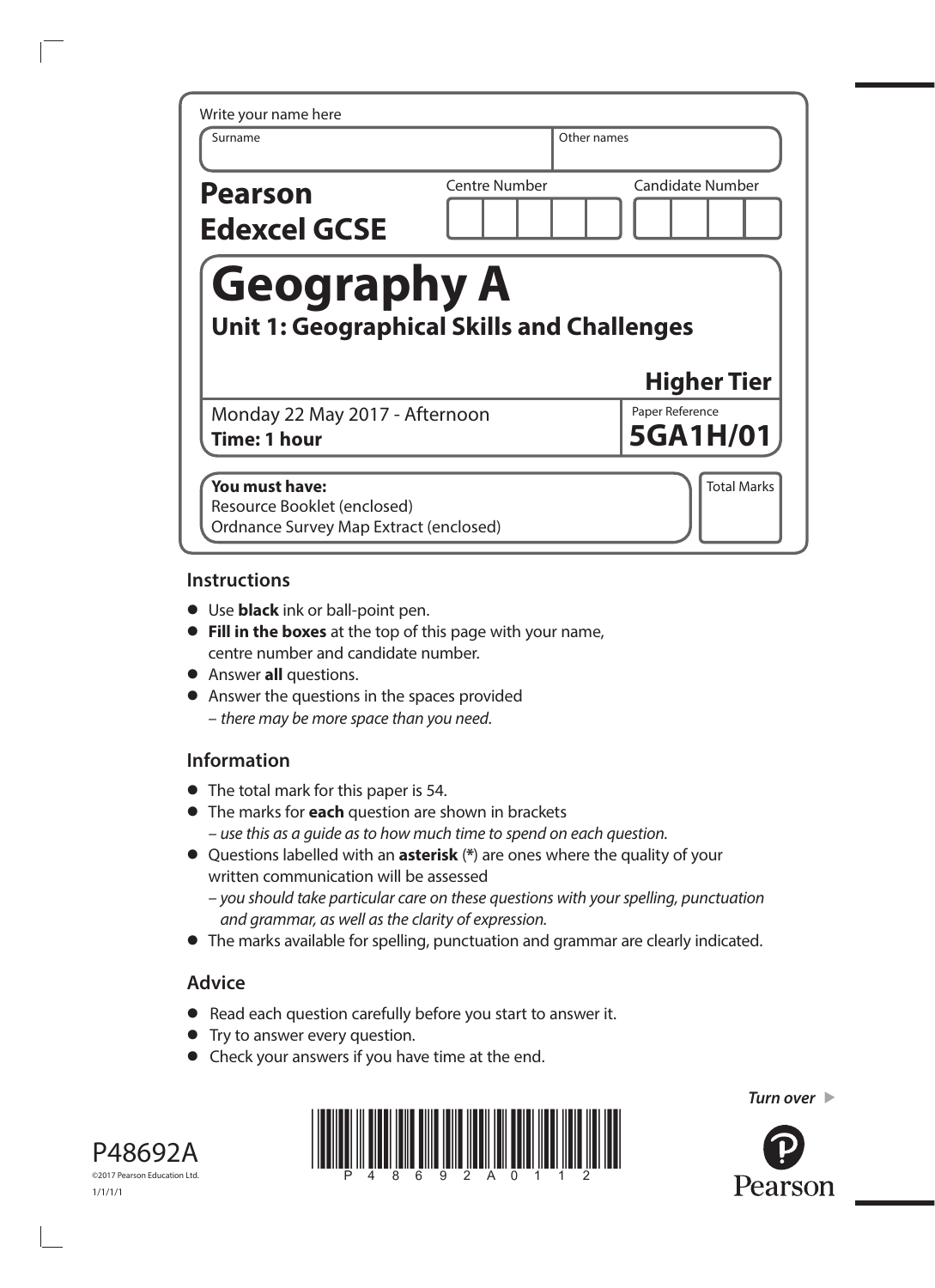Write your name here

| Surname | Other names |
|---|---|
| | |

**Pearson Edexcel GCSE**

| Centre Number | Candidate Number |
|---|---|
| | |

# Geography A

## Unit 1: Geographical Skills and Challenges

**Higher Tier**

Monday 22 May 2017 - Afternoon
**Time: 1 hour**

Paper Reference
**5GA1H/01**

**You must have:**
Resource Booklet (enclosed)
Ordnance Survey Map Extract (enclosed)

Total Marks

## Instructions

- Use **black** ink or ball-point pen.
- **Fill in the boxes** at the top of this page with your name, centre number and candidate number.
- Answer **all** questions.
- Answer the questions in the spaces provided
  – *there may be more space than you need.*

## Information

- The total mark for this paper is 54.
- The marks for **each** question are shown in brackets
  – *use this as a guide as to how much time to spend on each question.*
- Questions labelled with an **asterisk** (*) are ones where the quality of your written communication will be assessed
  – *you should take particular care on these questions with your spelling, punctuation and grammar, as well as the clarity of expression.*
- The marks available for spelling, punctuation and grammar are clearly indicated.

## Advice

- Read each question carefully before you start to answer it.
- Try to answer every question.
- Check your answers if you have time at the end.

*Turn over* ►

P48692A
©2017 Pearson Education Ltd.
1/1/1/1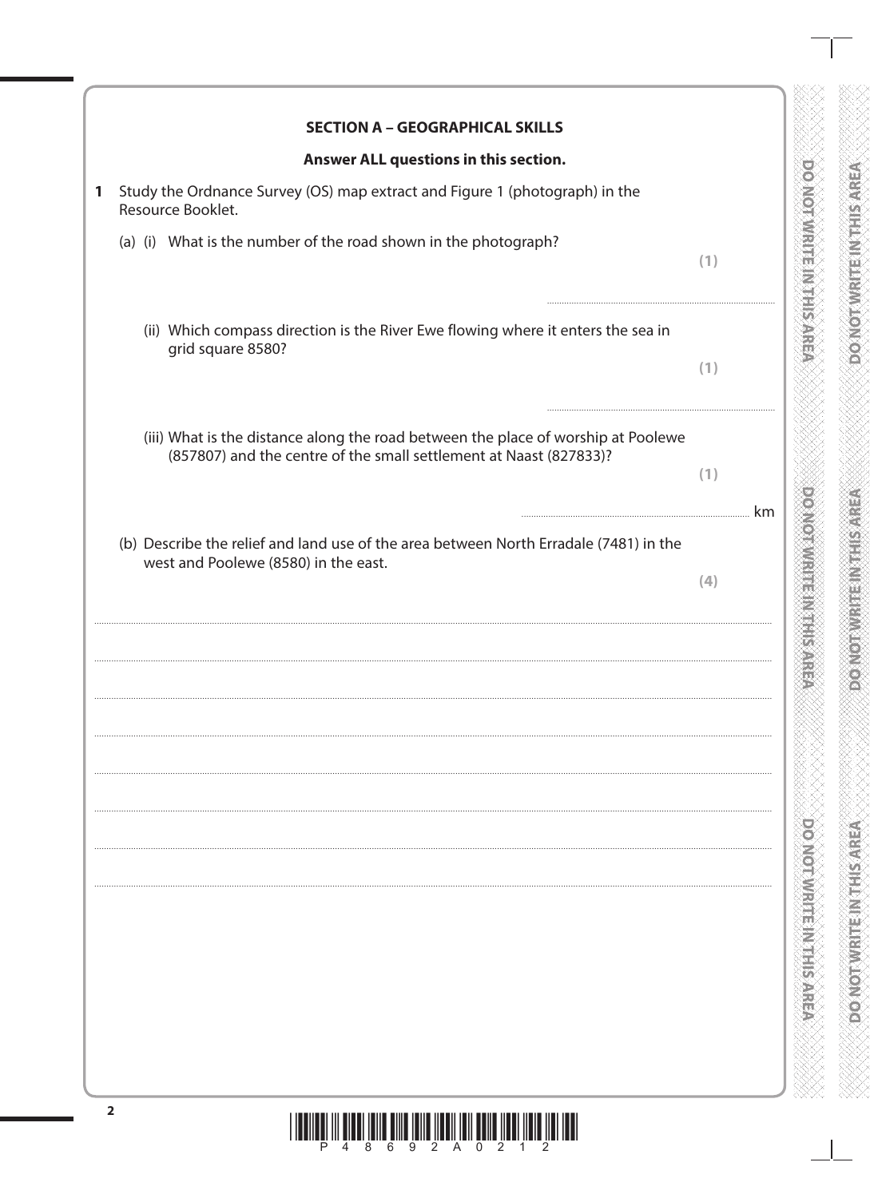## SECTION A – GEOGRAPHICAL SKILLS

**Answer ALL questions in this section.**

**1** Study the Ordnance Survey (OS) map extract and Figure 1 (photograph) in the Resource Booklet.

(a) (i) What is the number of the road shown in the photograph?

**(1)**

..............................................................

(ii) Which compass direction is the River Ewe flowing where it enters the sea in grid square 8580?

**(1)**

..............................................................

(iii) What is the distance along the road between the place of worship at Poolewe (857807) and the centre of the small settlement at Naast (827833)?

**(1)**

.............................................................. km

(b) Describe the relief and land use of the area between North Erradale (7481) in the west and Poolewe (8580) in the east.

**(4)**

..............................................................

..............................................................

..............................................................

..............................................................

..............................................................

..............................................................

..............................................................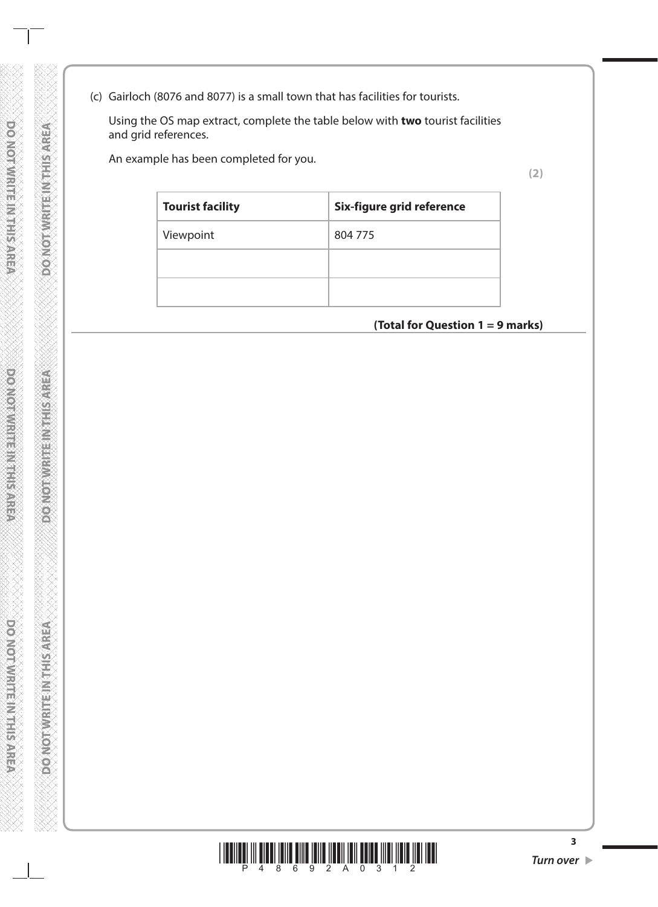(c) Gairloch (8076 and 8077) is a small town that has facilities for tourists.

Using the OS map extract, complete the table below with **two** tourist facilities and grid references.

An example has been completed for you.

**(2)**

| **Tourist facility** | **Six-figure grid reference** |
|---|---|
| Viewpoint | 804 775 |
| | |
| | |

**(Total for Question 1 = 9 marks)**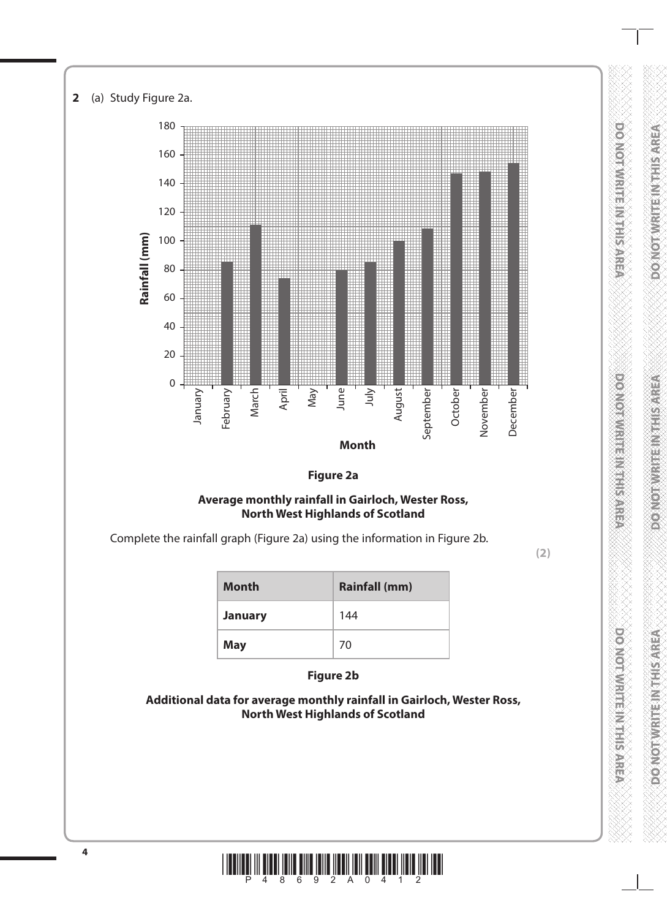**2** (a) Study Figure 2a.

**Figure 2a**

**Average monthly rainfall in Gairloch, Wester Ross, North West Highlands of Scotland**

Complete the rainfall graph (Figure 2a) using the information in Figure 2b.

**(2)**

| **Month** | **Rainfall (mm)** |
| --- | --- |
| **January** | 144 |
| **May** | 70 |

**Figure 2b**

**Additional data for average monthly rainfall in Gairloch, Wester Ross, North West Highlands of Scotland**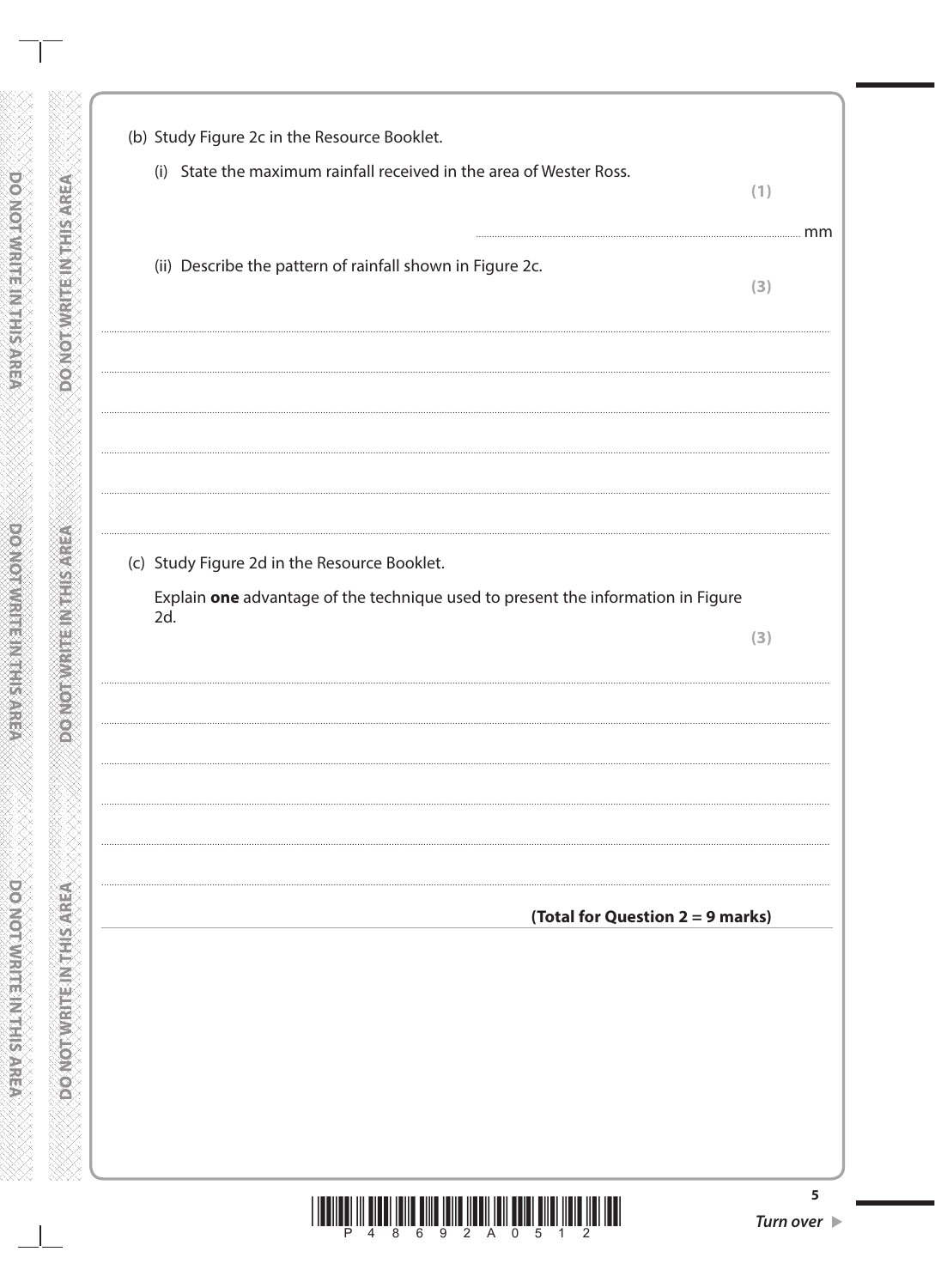(b) Study Figure 2c in the Resource Booklet.

(i) State the maximum rainfall received in the area of Wester Ross.

**(1)**

........................................................................ mm

(ii) Describe the pattern of rainfall shown in Figure 2c.

**(3)**

..............................................................................................................................................

..............................................................................................................................................

..............................................................................................................................................

..............................................................................................................................................

..............................................................................................................................................

(c) Study Figure 2d in the Resource Booklet.

Explain **one** advantage of the technique used to present the information in Figure 2d.

**(3)**

..............................................................................................................................................

..............................................................................................................................................

..............................................................................................................................................

..............................................................................................................................................

..............................................................................................................................................

**(Total for Question 2 = 9 marks)**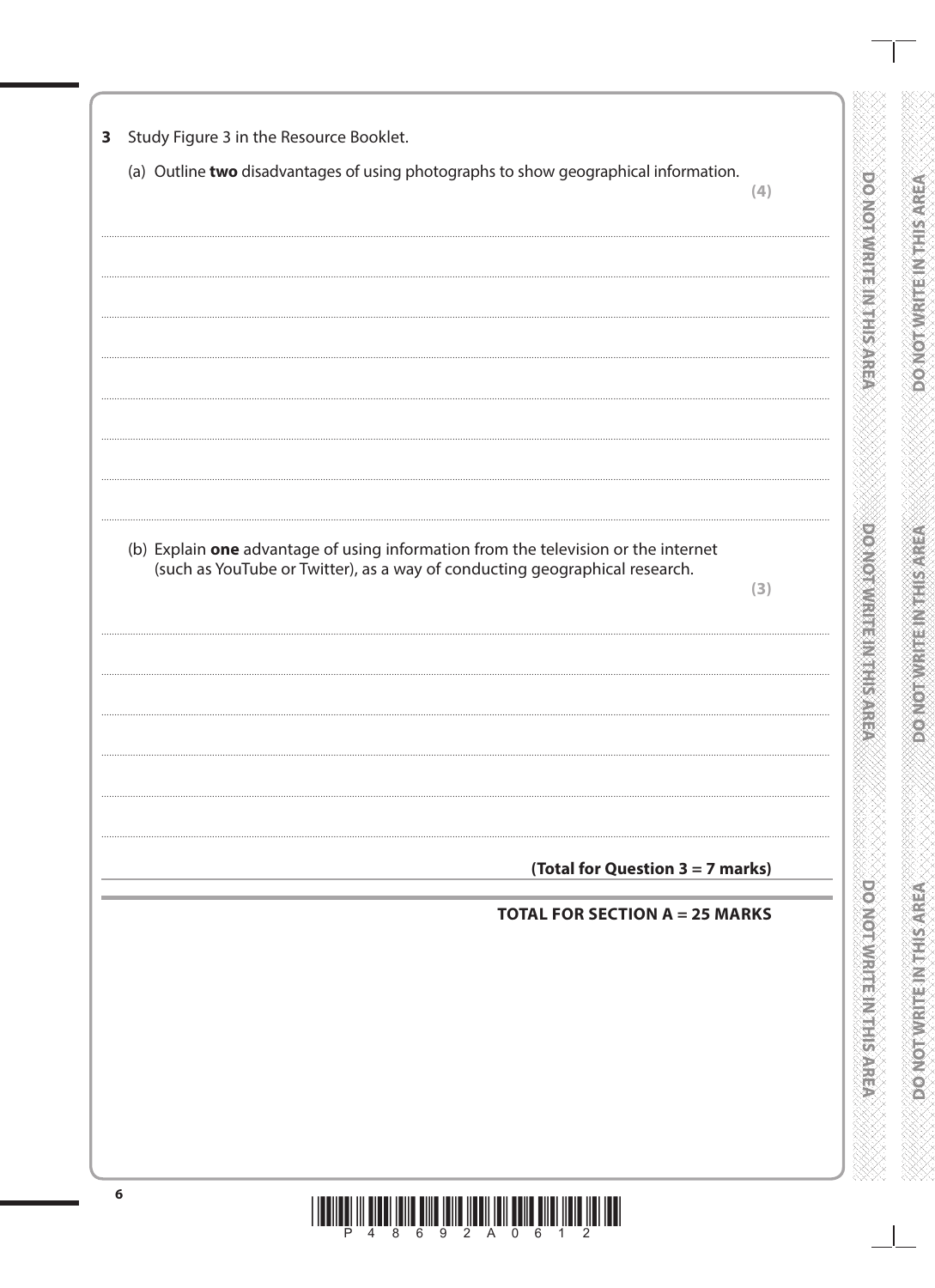**3** Study Figure 3 in the Resource Booklet.

(a) Outline **two** disadvantages of using photographs to show geographical information.

**(4)**

(b) Explain **one** advantage of using information from the television or the internet (such as YouTube or Twitter), as a way of conducting geographical research.

**(3)**

**(Total for Question 3 = 7 marks)**

**TOTAL FOR SECTION A = 25 MARKS**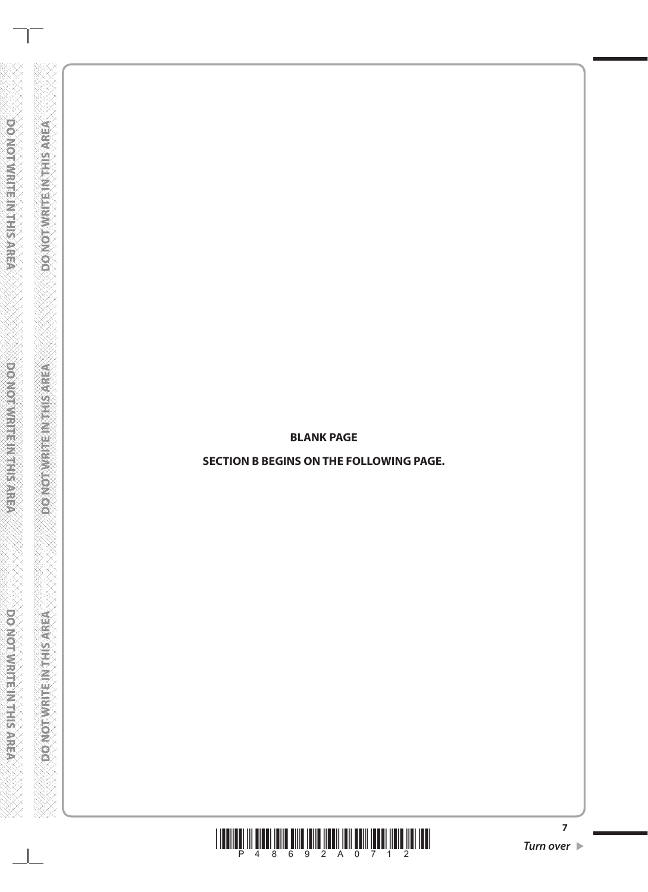**BLANK PAGE**

**SECTION B BEGINS ON THE FOLLOWING PAGE.**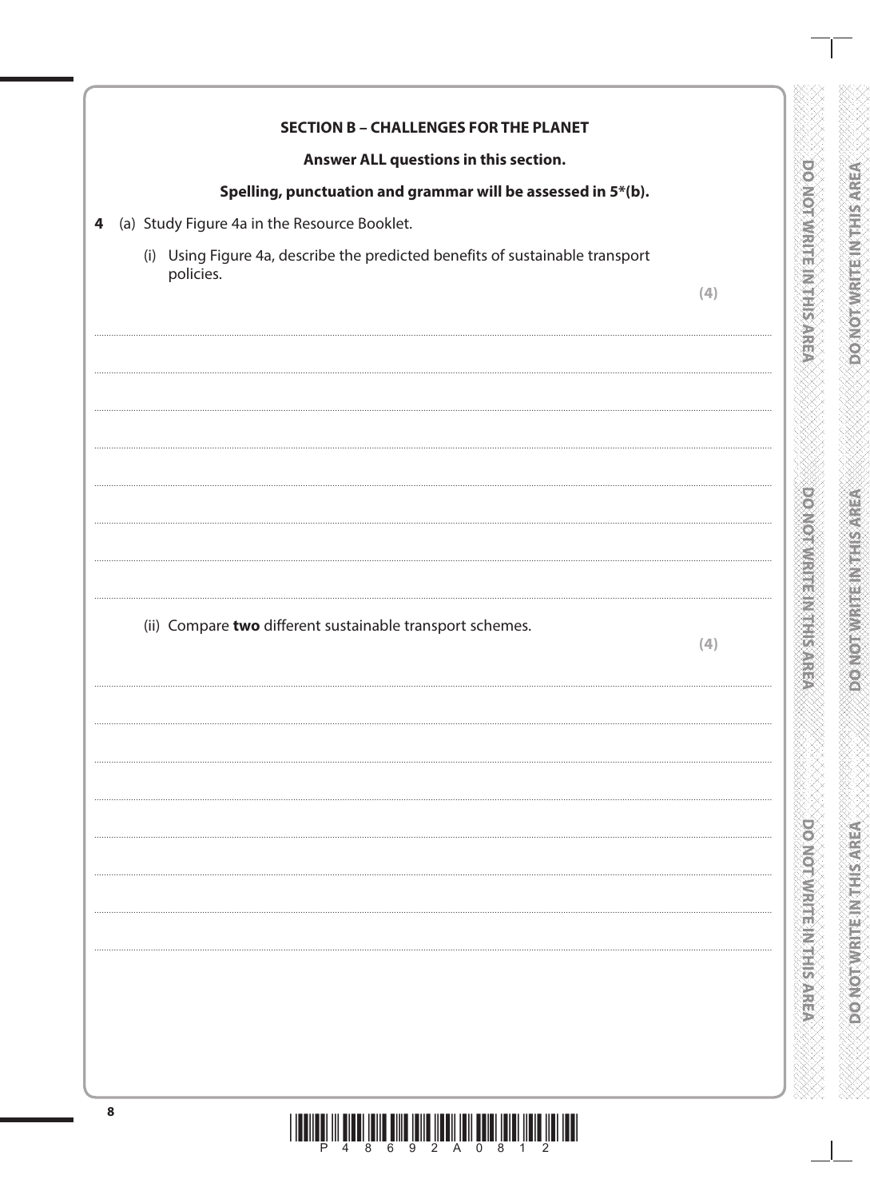**SECTION B – CHALLENGES FOR THE PLANET**

**Answer ALL questions in this section.**

**Spelling, punctuation and grammar will be assessed in 5*(b).**

4 (a) Study Figure 4a in the Resource Booklet.

(i) Using Figure 4a, describe the predicted benefits of sustainable transport policies.

**(4)**

(ii) Compare **two** different sustainable transport schemes.

**(4)**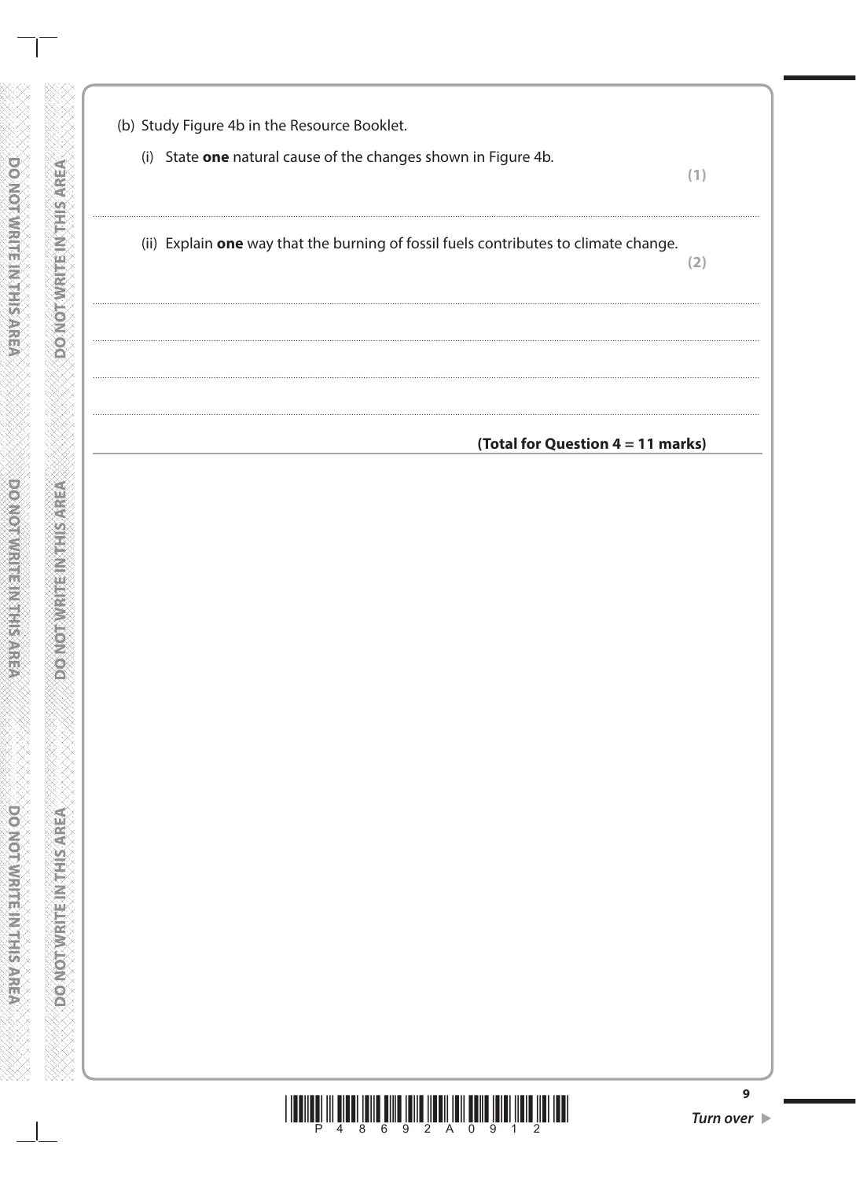(b) Study Figure 4b in the Resource Booklet.

(i) State **one** natural cause of the changes shown in Figure 4b.

**(1)**

.......................................................................................................................................................................................................................

(ii) Explain **one** way that the burning of fossil fuels contributes to climate change.

**(2)**

.......................................................................................................................................................................................................................

.......................................................................................................................................................................................................................

.......................................................................................................................................................................................................................

.......................................................................................................................................................................................................................

**(Total for Question 4 = 11 marks)**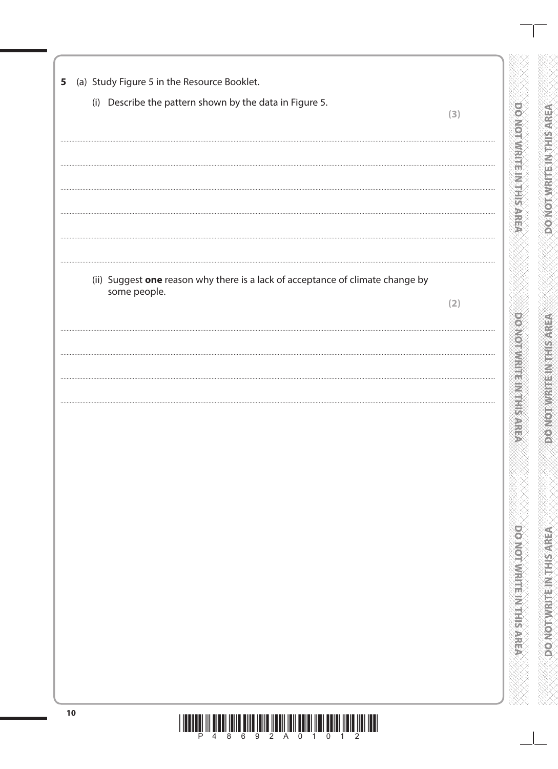**5** (a) Study Figure 5 in the Resource Booklet.

(i) Describe the pattern shown by the data in Figure 5.

**(3)**

........................................................................................................................................................................................................

........................................................................................................................................................................................................

........................................................................................................................................................................................................

........................................................................................................................................................................................................

........................................................................................................................................................................................................

(ii) Suggest **one** reason why there is a lack of acceptance of climate change by some people.

**(2)**

........................................................................................................................................................................................................

........................................................................................................................................................................................................

........................................................................................................................................................................................................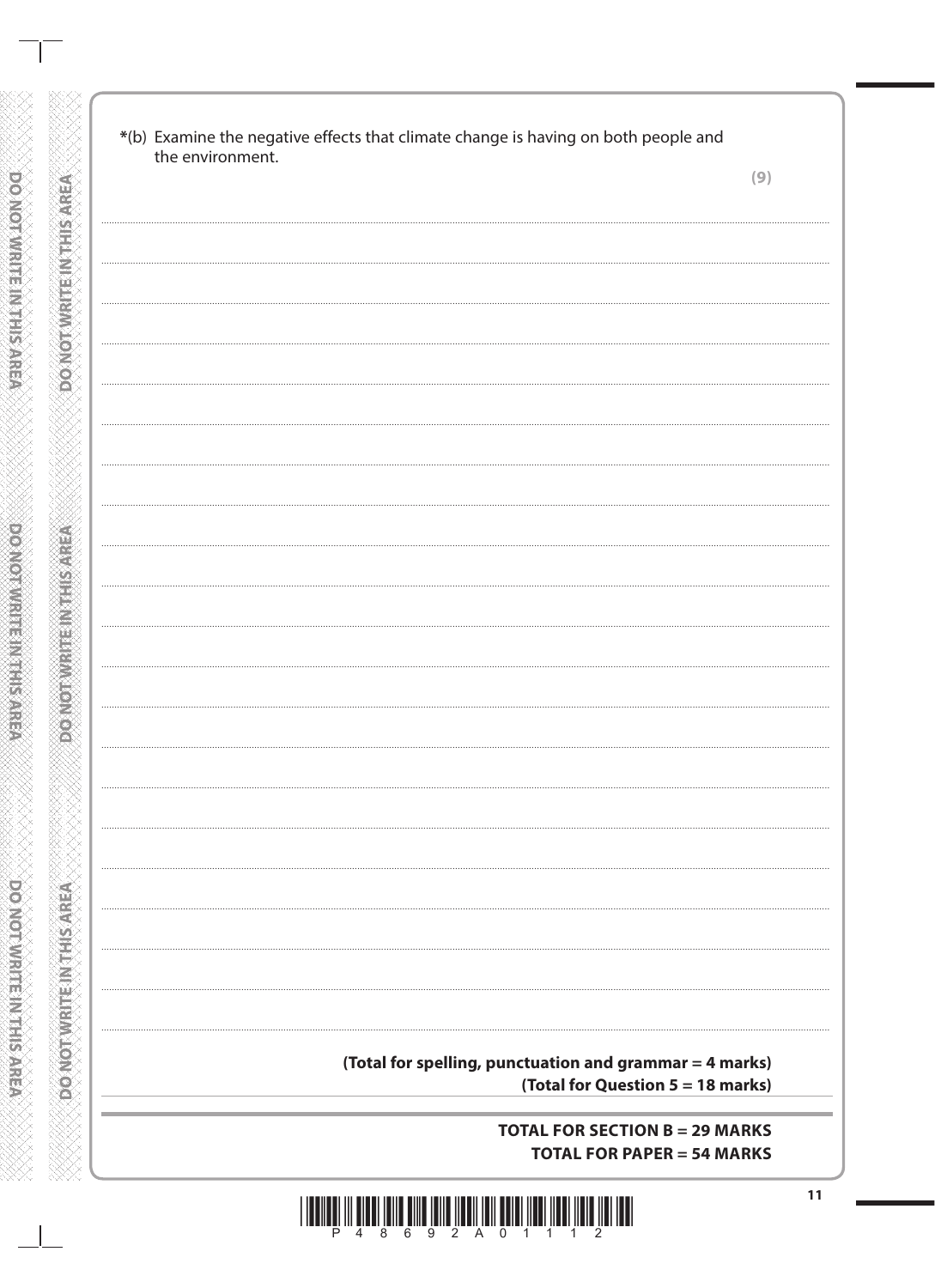*(b) Examine the negative effects that climate change is having on both people and the environment.

**(9)**

**(Total for spelling, punctuation and grammar = 4 marks)**

**(Total for Question 5 = 18 marks)**

**TOTAL FOR SECTION B = 29 MARKS**

**TOTAL FOR PAPER = 54 MARKS**